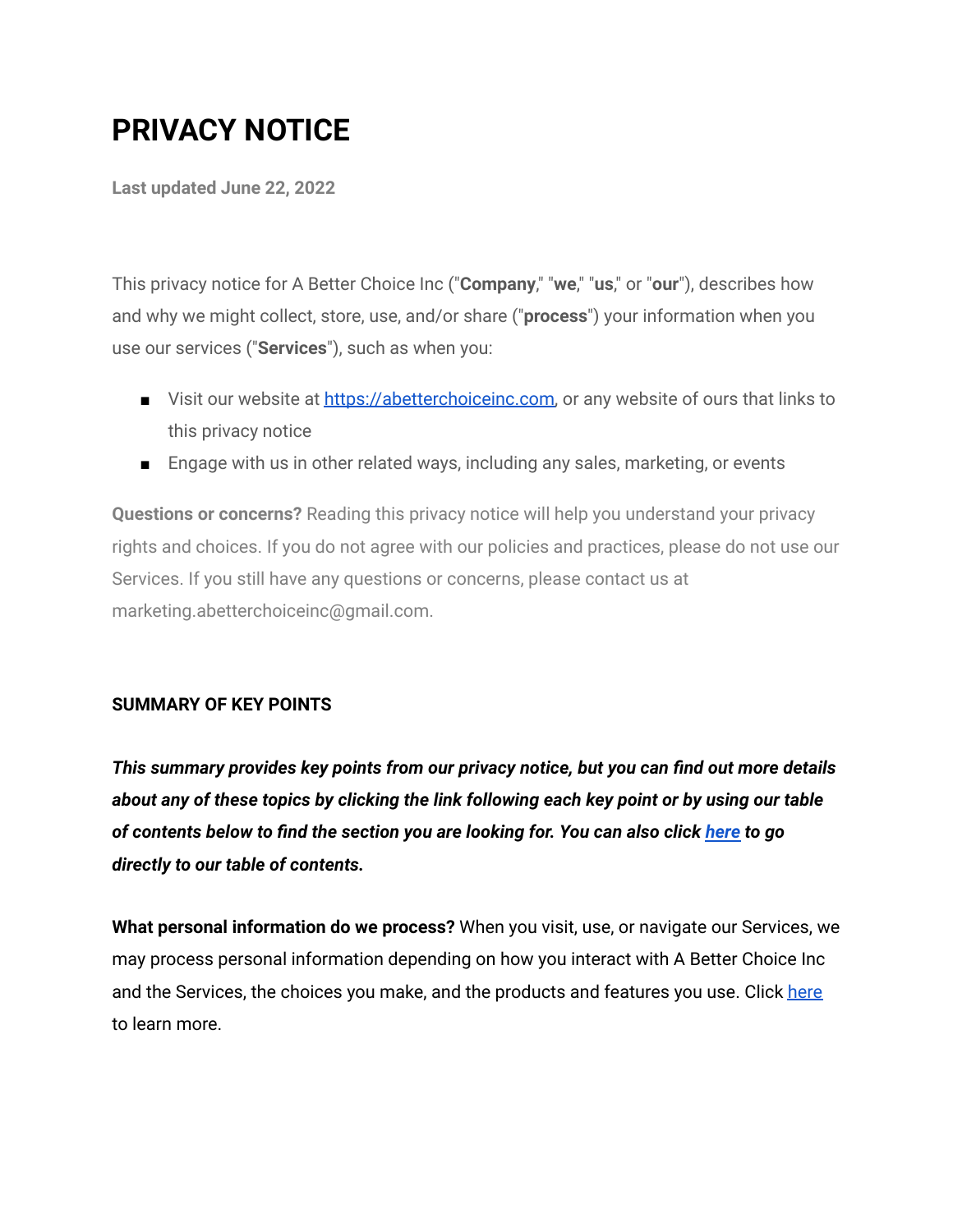# PRIVACY NOTICE

**Last updated June 22, 2022**

This privacy notice for A Better Choice Inc ("**Company**," "**we**," "**us**," or "**our**"), describes how and why we might collect, store, use, and/or share ("**process**") your information when you use our services ("**Services**"), such as when you:

- Visit our website at [https://abetterchoiceinc.com](https://abetterchoiceinc.com), or any website of ours that links to this privacy notice
- Engage with us in other related ways, including any sales, marketing, or events

**Questions or concerns?** Reading this privacy notice will help you understand your privacy rights and choices. If you do not agree with our policies and practices, please do not use our Services. If you still have any questions or concerns, please contact us at marketing.abetterchoiceinc@gmail.com.

## SUMMARY OF KEY POINTS

***This summary provides key points from our privacy notice, but you can find out more details about any of these topics by clicking the link following each key point or by using our table of contents below to find the section you are looking for. You can also click [here](#) to go directly to our table of contents.***

**What personal information do we process?** When you visit, use, or navigate our Services, we may process personal information depending on how you interact with A Better Choice Inc and the Services, the choices you make, and the products and features you use. Click [here](#) to learn more.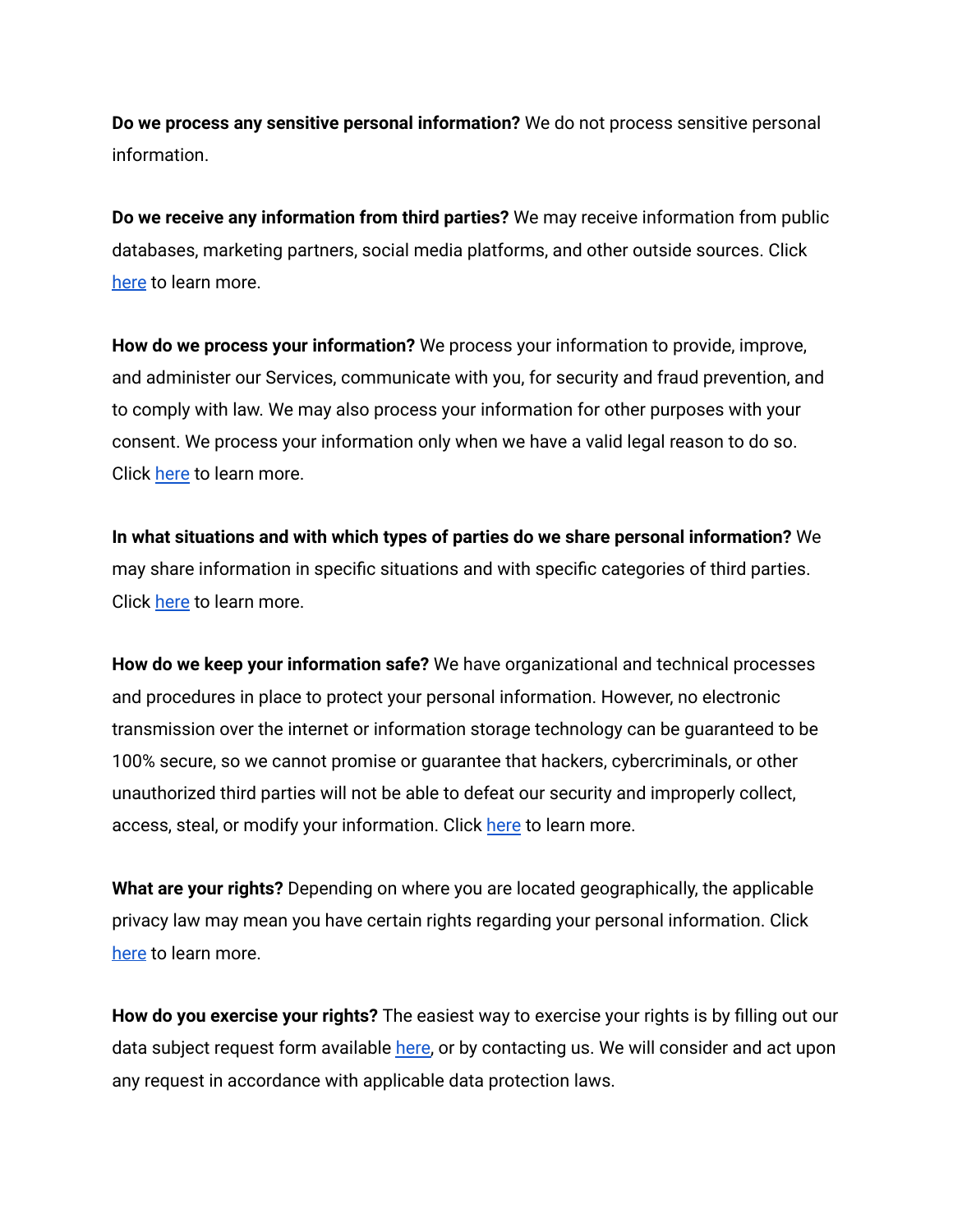**Do we process any sensitive personal information?** We do not process sensitive personal information.

**Do we receive any information from third parties?** We may receive information from public databases, marketing partners, social media platforms, and other outside sources. Click here to learn more.

**How do we process your information?** We process your information to provide, improve, and administer our Services, communicate with you, for security and fraud prevention, and to comply with law. We may also process your information for other purposes with your consent. We process your information only when we have a valid legal reason to do so. Click here to learn more.

**In what situations and with which types of parties do we share personal information?** We may share information in specific situations and with specific categories of third parties. Click here to learn more.

**How do we keep your information safe?** We have organizational and technical processes and procedures in place to protect your personal information. However, no electronic transmission over the internet or information storage technology can be guaranteed to be 100% secure, so we cannot promise or guarantee that hackers, cybercriminals, or other unauthorized third parties will not be able to defeat our security and improperly collect, access, steal, or modify your information. Click here to learn more.

**What are your rights?** Depending on where you are located geographically, the applicable privacy law may mean you have certain rights regarding your personal information. Click here to learn more.

**How do you exercise your rights?** The easiest way to exercise your rights is by filling out our data subject request form available here, or by contacting us. We will consider and act upon any request in accordance with applicable data protection laws.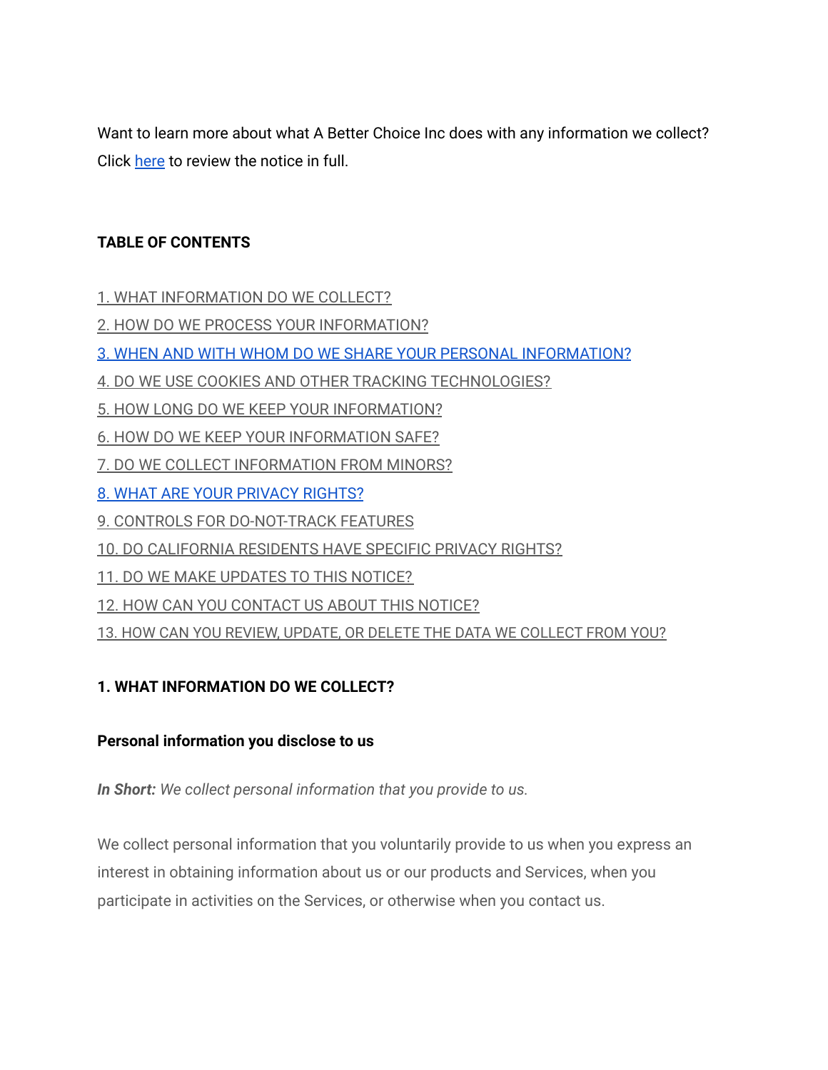Want to learn more about what A Better Choice Inc does with any information we collect? Click here to review the notice in full.

**TABLE OF CONTENTS**

1. WHAT INFORMATION DO WE COLLECT?
2. HOW DO WE PROCESS YOUR INFORMATION?
3. WHEN AND WITH WHOM DO WE SHARE YOUR PERSONAL INFORMATION?
4. DO WE USE COOKIES AND OTHER TRACKING TECHNOLOGIES?
5. HOW LONG DO WE KEEP YOUR INFORMATION?
6. HOW DO WE KEEP YOUR INFORMATION SAFE?
7. DO WE COLLECT INFORMATION FROM MINORS?
8. WHAT ARE YOUR PRIVACY RIGHTS?
9. CONTROLS FOR DO-NOT-TRACK FEATURES
10. DO CALIFORNIA RESIDENTS HAVE SPECIFIC PRIVACY RIGHTS?
11. DO WE MAKE UPDATES TO THIS NOTICE?
12. HOW CAN YOU CONTACT US ABOUT THIS NOTICE?
13. HOW CAN YOU REVIEW, UPDATE, OR DELETE THE DATA WE COLLECT FROM YOU?

## 1. WHAT INFORMATION DO WE COLLECT?

### Personal information you disclose to us

***In Short:*** *We collect personal information that you provide to us.*

We collect personal information that you voluntarily provide to us when you express an interest in obtaining information about us or our products and Services, when you participate in activities on the Services, or otherwise when you contact us.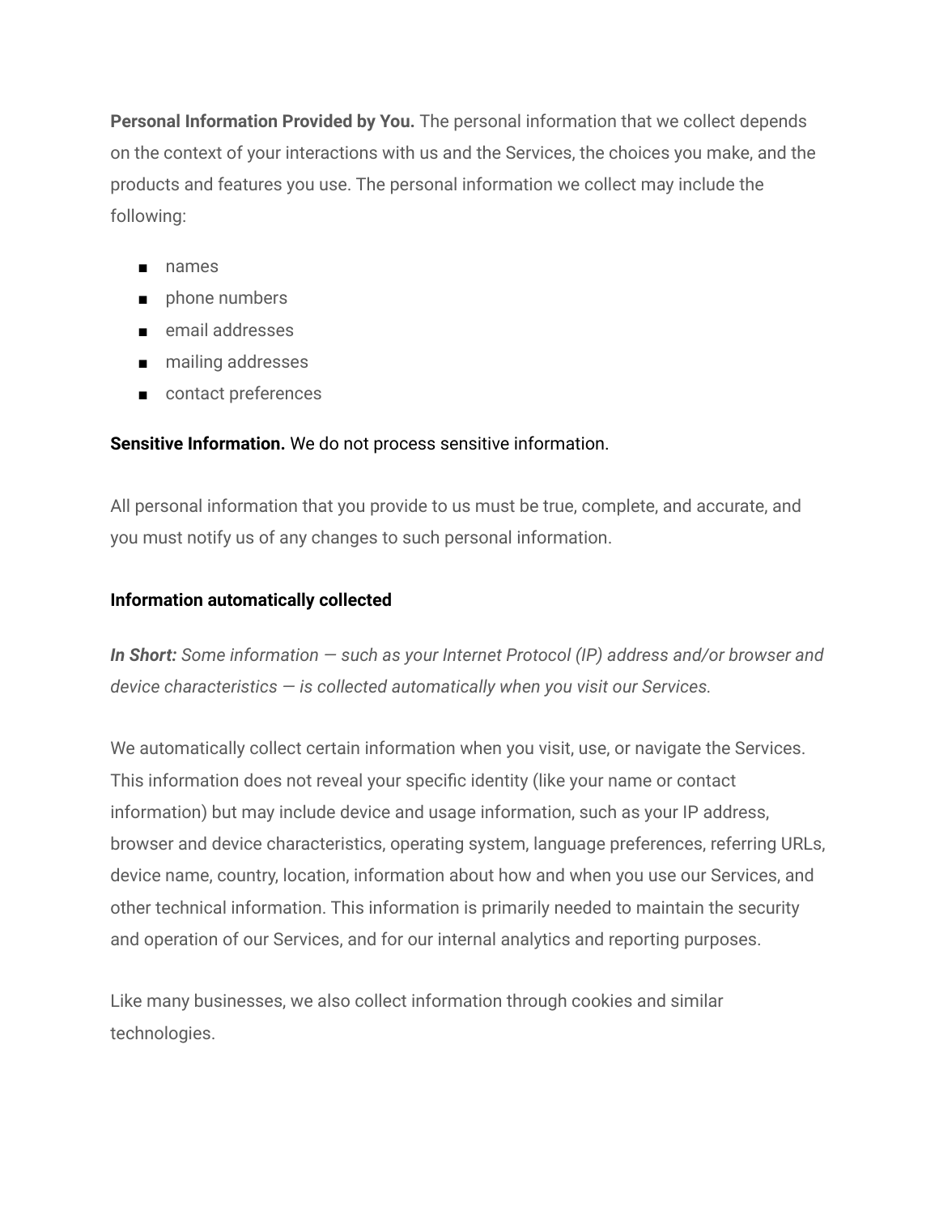**Personal Information Provided by You.** The personal information that we collect depends on the context of your interactions with us and the Services, the choices you make, and the products and features you use. The personal information we collect may include the following:

- names
- phone numbers
- email addresses
- mailing addresses
- contact preferences

**Sensitive Information.** We do not process sensitive information.

All personal information that you provide to us must be true, complete, and accurate, and you must notify us of any changes to such personal information.

**Information automatically collected**

***In Short:*** *Some information — such as your Internet Protocol (IP) address and/or browser and device characteristics — is collected automatically when you visit our Services.*

We automatically collect certain information when you visit, use, or navigate the Services. This information does not reveal your specific identity (like your name or contact information) but may include device and usage information, such as your IP address, browser and device characteristics, operating system, language preferences, referring URLs, device name, country, location, information about how and when you use our Services, and other technical information. This information is primarily needed to maintain the security and operation of our Services, and for our internal analytics and reporting purposes.

Like many businesses, we also collect information through cookies and similar technologies.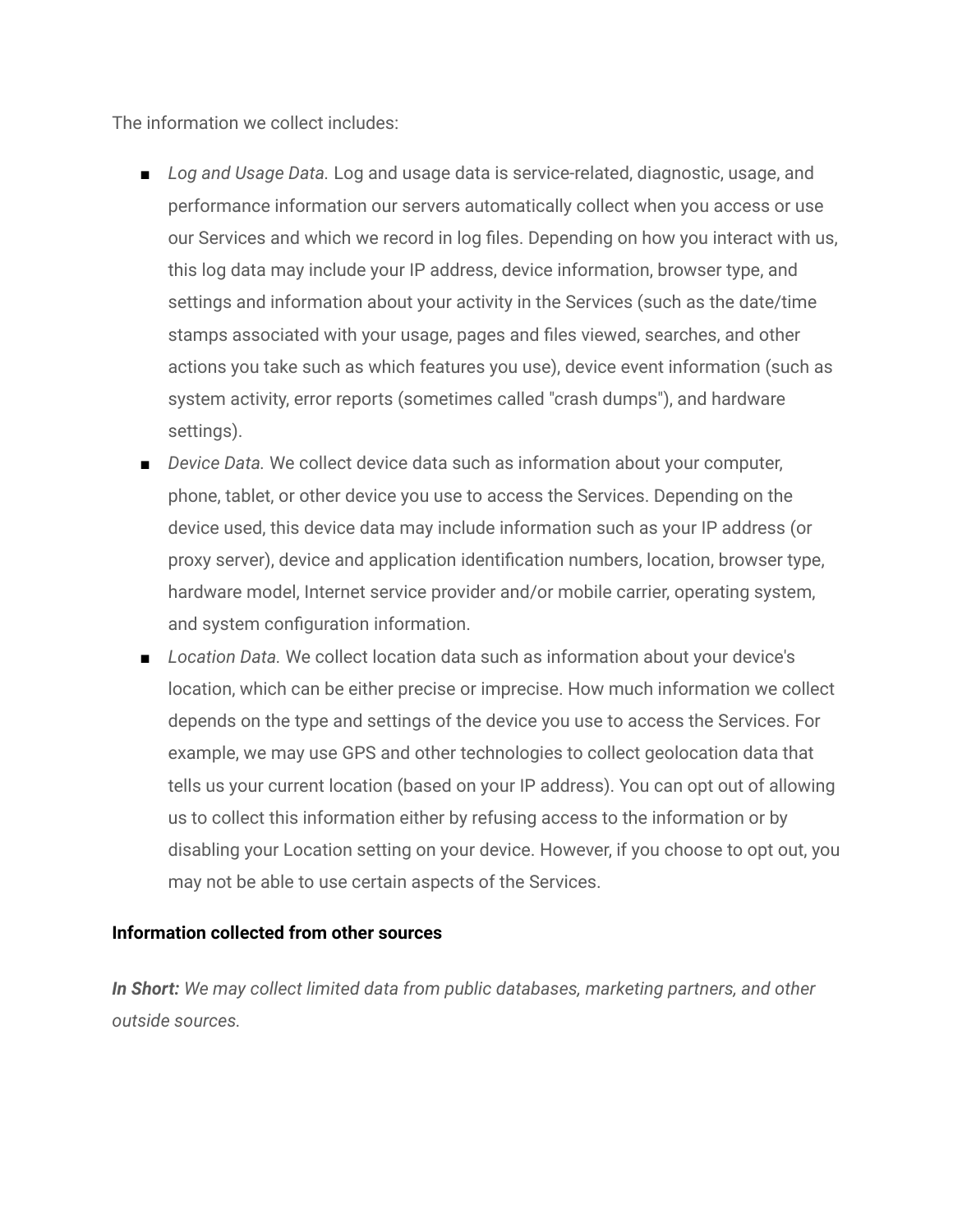The information we collect includes:

- *Log and Usage Data.* Log and usage data is service-related, diagnostic, usage, and performance information our servers automatically collect when you access or use our Services and which we record in log files. Depending on how you interact with us, this log data may include your IP address, device information, browser type, and settings and information about your activity in the Services (such as the date/time stamps associated with your usage, pages and files viewed, searches, and other actions you take such as which features you use), device event information (such as system activity, error reports (sometimes called "crash dumps"), and hardware settings).
- *Device Data.* We collect device data such as information about your computer, phone, tablet, or other device you use to access the Services. Depending on the device used, this device data may include information such as your IP address (or proxy server), device and application identification numbers, location, browser type, hardware model, Internet service provider and/or mobile carrier, operating system, and system configuration information.
- *Location Data.* We collect location data such as information about your device's location, which can be either precise or imprecise. How much information we collect depends on the type and settings of the device you use to access the Services. For example, we may use GPS and other technologies to collect geolocation data that tells us your current location (based on your IP address). You can opt out of allowing us to collect this information either by refusing access to the information or by disabling your Location setting on your device. However, if you choose to opt out, you may not be able to use certain aspects of the Services.

**Information collected from other sources**

***In Short:*** *We may collect limited data from public databases, marketing partners, and other outside sources.*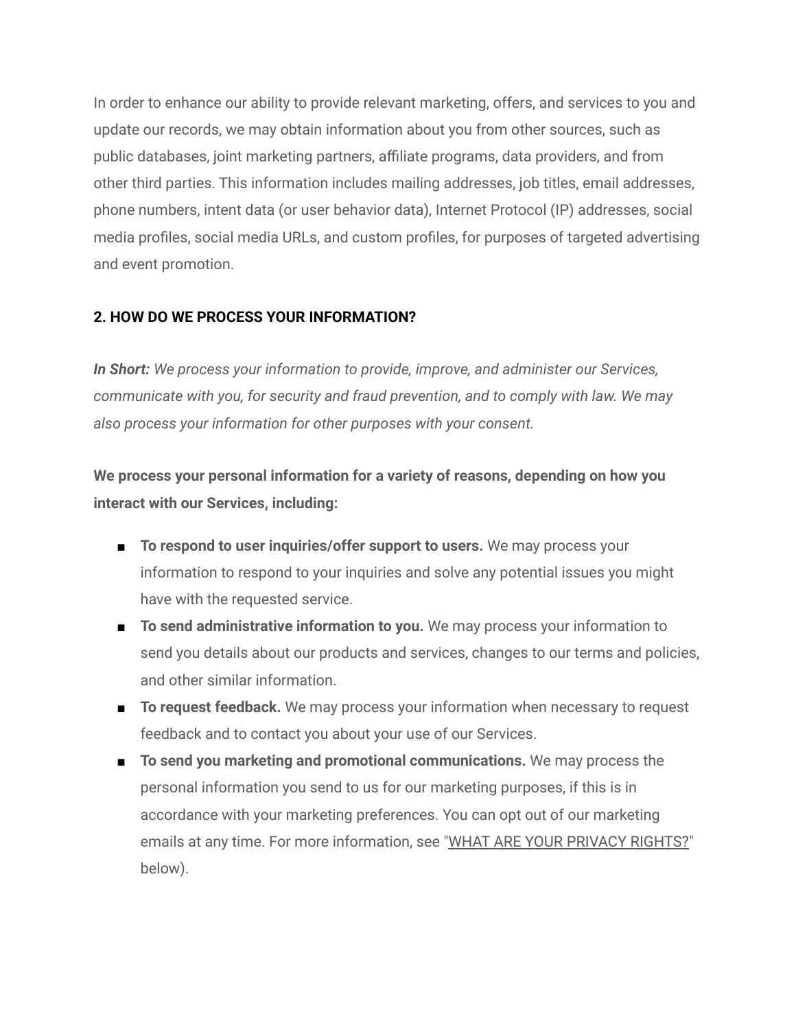In order to enhance our ability to provide relevant marketing, offers, and services to you and update our records, we may obtain information about you from other sources, such as public databases, joint marketing partners, affiliate programs, data providers, and from other third parties. This information includes mailing addresses, job titles, email addresses, phone numbers, intent data (or user behavior data), Internet Protocol (IP) addresses, social media profiles, social media URLs, and custom profiles, for purposes of targeted advertising and event promotion.

## 2. HOW DO WE PROCESS YOUR INFORMATION?

***In Short:*** *We process your information to provide, improve, and administer our Services, communicate with you, for security and fraud prevention, and to comply with law. We may also process your information for other purposes with your consent.*

**We process your personal information for a variety of reasons, depending on how you interact with our Services, including:**

- **To respond to user inquiries/offer support to users.** We may process your information to respond to your inquiries and solve any potential issues you might have with the requested service.
- **To send administrative information to you.** We may process your information to send you details about our products and services, changes to our terms and policies, and other similar information.
- **To request feedback.** We may process your information when necessary to request feedback and to contact you about your use of our Services.
- **To send you marketing and promotional communications.** We may process the personal information you send to us for our marketing purposes, if this is in accordance with your marketing preferences. You can opt out of our marketing emails at any time. For more information, see "WHAT ARE YOUR PRIVACY RIGHTS?" below).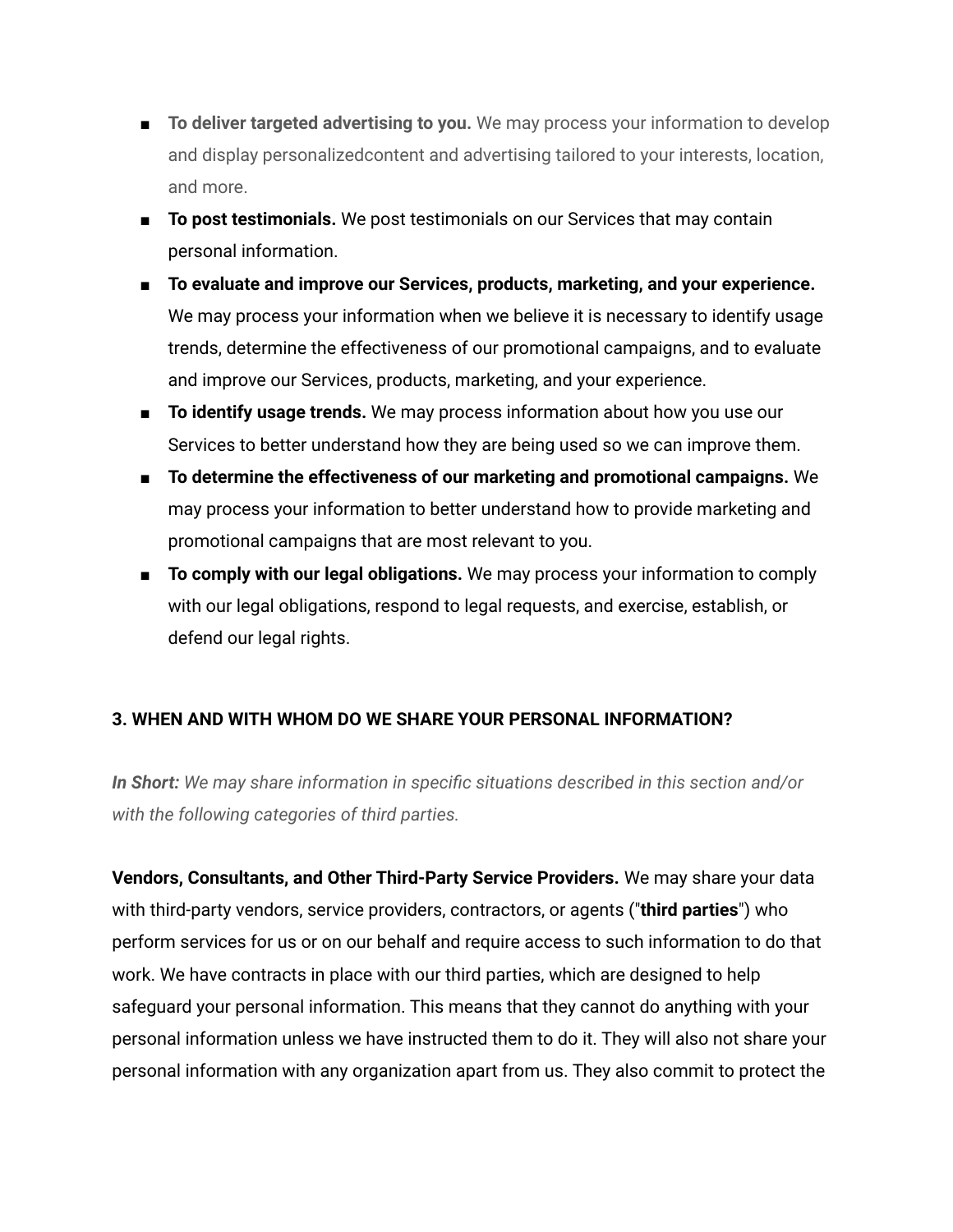- **To deliver targeted advertising to you.** We may process your information to develop and display personalizedcontent and advertising tailored to your interests, location, and more.
- **To post testimonials.** We post testimonials on our Services that may contain personal information.
- **To evaluate and improve our Services, products, marketing, and your experience.** We may process your information when we believe it is necessary to identify usage trends, determine the effectiveness of our promotional campaigns, and to evaluate and improve our Services, products, marketing, and your experience.
- **To identify usage trends.** We may process information about how you use our Services to better understand how they are being used so we can improve them.
- **To determine the effectiveness of our marketing and promotional campaigns.** We may process your information to better understand how to provide marketing and promotional campaigns that are most relevant to you.
- **To comply with our legal obligations.** We may process your information to comply with our legal obligations, respond to legal requests, and exercise, establish, or defend our legal rights.

### 3. WHEN AND WITH WHOM DO WE SHARE YOUR PERSONAL INFORMATION?

***In Short:*** *We may share information in specific situations described in this section and/or with the following categories of third parties.*

**Vendors, Consultants, and Other Third-Party Service Providers.** We may share your data with third-party vendors, service providers, contractors, or agents ("**third parties**") who perform services for us or on our behalf and require access to such information to do that work. We have contracts in place with our third parties, which are designed to help safeguard your personal information. This means that they cannot do anything with your personal information unless we have instructed them to do it. They will also not share your personal information with any organization apart from us. They also commit to protect the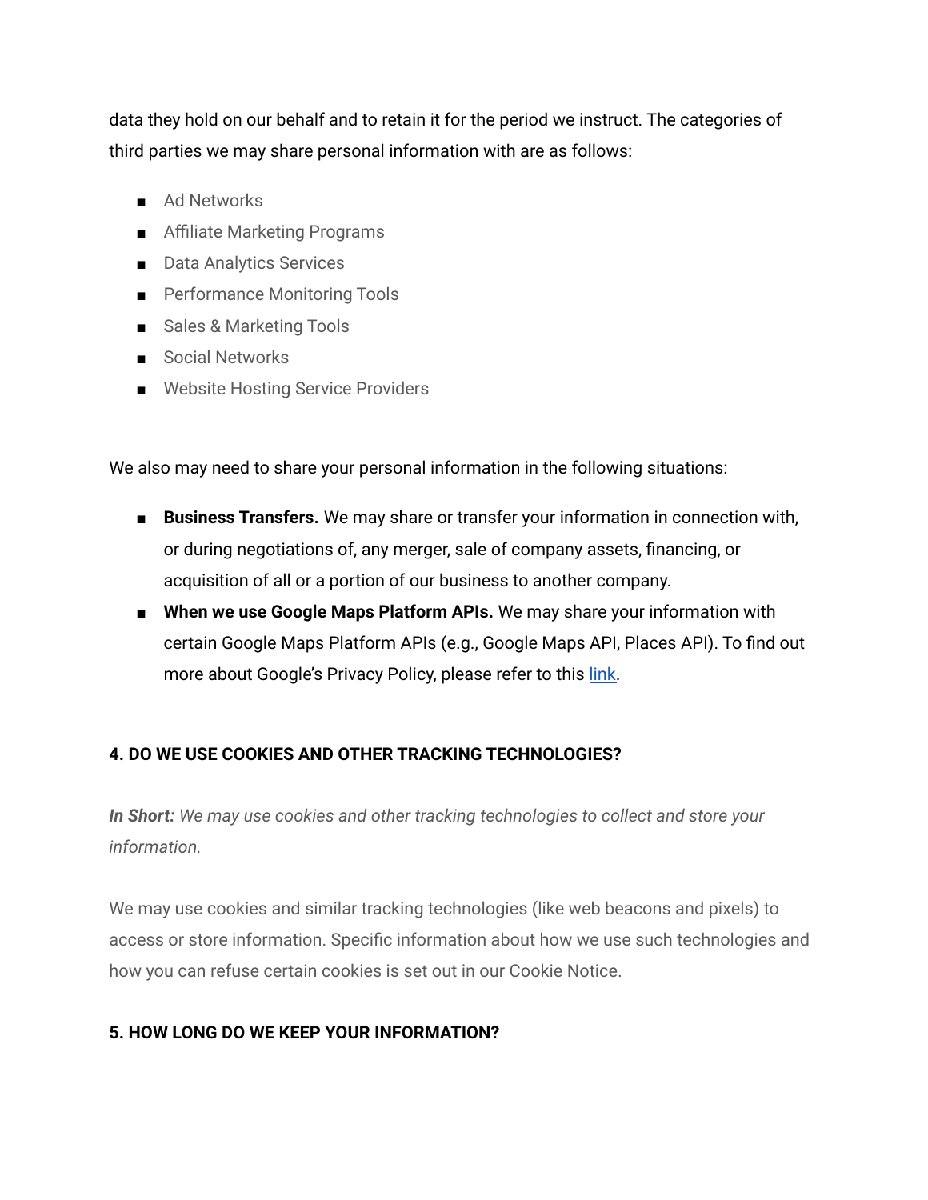data they hold on our behalf and to retain it for the period we instruct. The categories of third parties we may share personal information with are as follows:

- Ad Networks
- Affiliate Marketing Programs
- Data Analytics Services
- Performance Monitoring Tools
- Sales & Marketing Tools
- Social Networks
- Website Hosting Service Providers

We also may need to share your personal information in the following situations:

- **Business Transfers.** We may share or transfer your information in connection with, or during negotiations of, any merger, sale of company assets, financing, or acquisition of all or a portion of our business to another company.
- **When we use Google Maps Platform APIs.** We may share your information with certain Google Maps Platform APIs (e.g., Google Maps API, Places API). To find out more about Google's Privacy Policy, please refer to this link.

### 4. DO WE USE COOKIES AND OTHER TRACKING TECHNOLOGIES?

***In Short:*** *We may use cookies and other tracking technologies to collect and store your information.*

We may use cookies and similar tracking technologies (like web beacons and pixels) to access or store information. Specific information about how we use such technologies and how you can refuse certain cookies is set out in our Cookie Notice.

### 5. HOW LONG DO WE KEEP YOUR INFORMATION?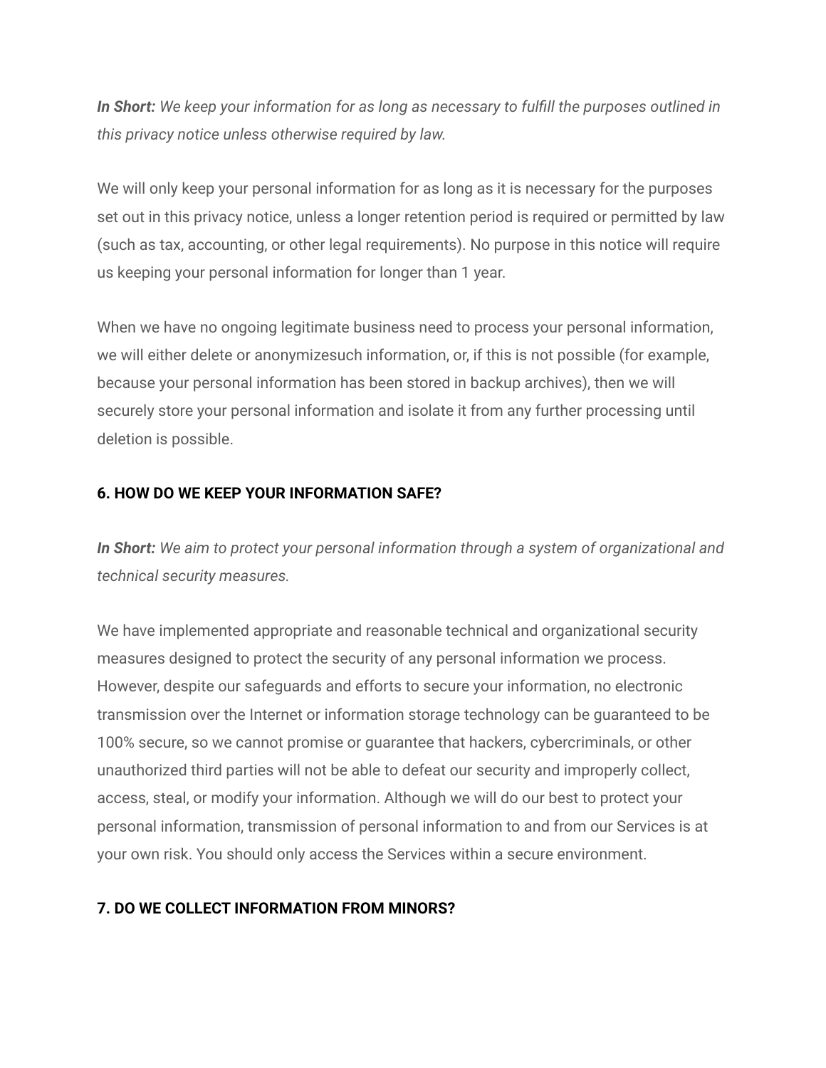***In Short:*** *We keep your information for as long as necessary to fulfill the purposes outlined in this privacy notice unless otherwise required by law.*

We will only keep your personal information for as long as it is necessary for the purposes set out in this privacy notice, unless a longer retention period is required or permitted by law (such as tax, accounting, or other legal requirements). No purpose in this notice will require us keeping your personal information for longer than 1 year.

When we have no ongoing legitimate business need to process your personal information, we will either delete or anonymizesuch information, or, if this is not possible (for example, because your personal information has been stored in backup archives), then we will securely store your personal information and isolate it from any further processing until deletion is possible.

## 6. HOW DO WE KEEP YOUR INFORMATION SAFE?

***In Short:*** *We aim to protect your personal information through a system of organizational and technical security measures.*

We have implemented appropriate and reasonable technical and organizational security measures designed to protect the security of any personal information we process. However, despite our safeguards and efforts to secure your information, no electronic transmission over the Internet or information storage technology can be guaranteed to be 100% secure, so we cannot promise or guarantee that hackers, cybercriminals, or other unauthorized third parties will not be able to defeat our security and improperly collect, access, steal, or modify your information. Although we will do our best to protect your personal information, transmission of personal information to and from our Services is at your own risk. You should only access the Services within a secure environment.

## 7. DO WE COLLECT INFORMATION FROM MINORS?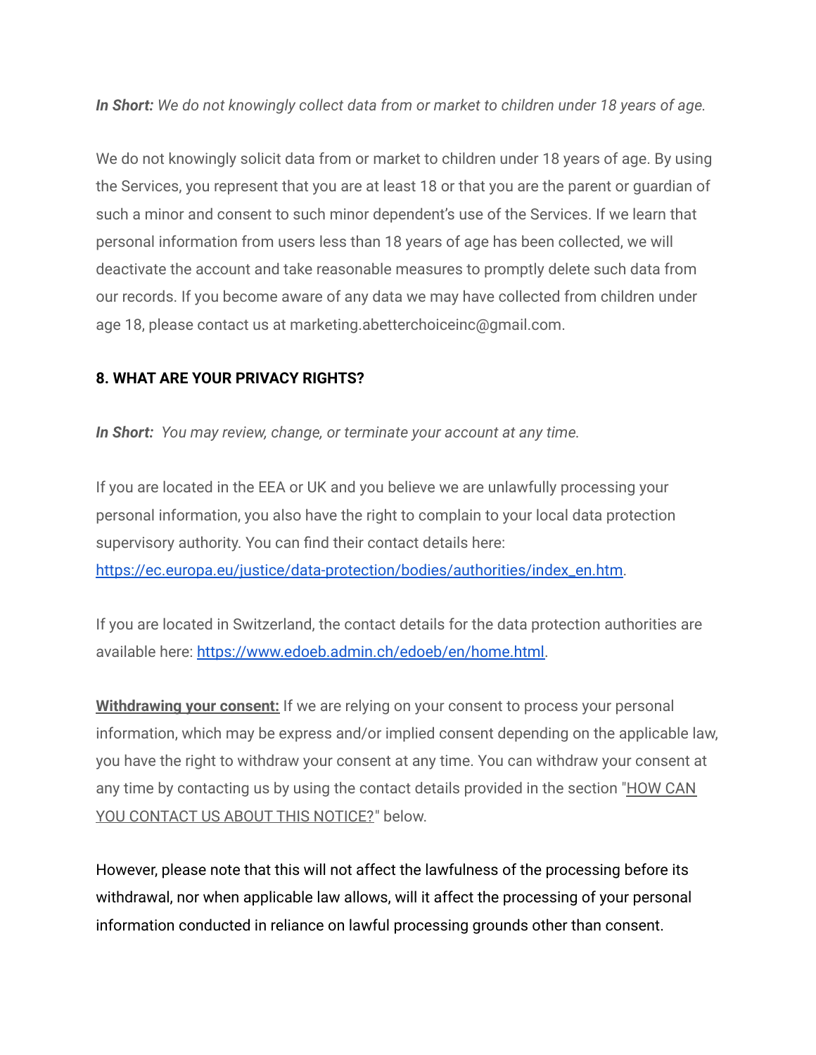***In Short:*** *We do not knowingly collect data from or market to children under 18 years of age.*

We do not knowingly solicit data from or market to children under 18 years of age. By using the Services, you represent that you are at least 18 or that you are the parent or guardian of such a minor and consent to such minor dependent's use of the Services. If we learn that personal information from users less than 18 years of age has been collected, we will deactivate the account and take reasonable measures to promptly delete such data from our records. If you become aware of any data we may have collected from children under age 18, please contact us at marketing.abetterchoiceinc@gmail.com.

**8. WHAT ARE YOUR PRIVACY RIGHTS?**

***In Short:*** *You may review, change, or terminate your account at any time.*

If you are located in the EEA or UK and you believe we are unlawfully processing your personal information, you also have the right to complain to your local data protection supervisory authority. You can find their contact details here: [https://ec.europa.eu/justice/data-protection/bodies/authorities/index_en.htm](https://ec.europa.eu/justice/data-protection/bodies/authorities/index_en.htm).

If you are located in Switzerland, the contact details for the data protection authorities are available here: [https://www.edoeb.admin.ch/edoeb/en/home.html](https://www.edoeb.admin.ch/edoeb/en/home.html).

**Withdrawing your consent:** If we are relying on your consent to process your personal information, which may be express and/or implied consent depending on the applicable law, you have the right to withdraw your consent at any time. You can withdraw your consent at any time by contacting us by using the contact details provided in the section "HOW CAN YOU CONTACT US ABOUT THIS NOTICE?" below.

However, please note that this will not affect the lawfulness of the processing before its withdrawal, nor when applicable law allows, will it affect the processing of your personal information conducted in reliance on lawful processing grounds other than consent.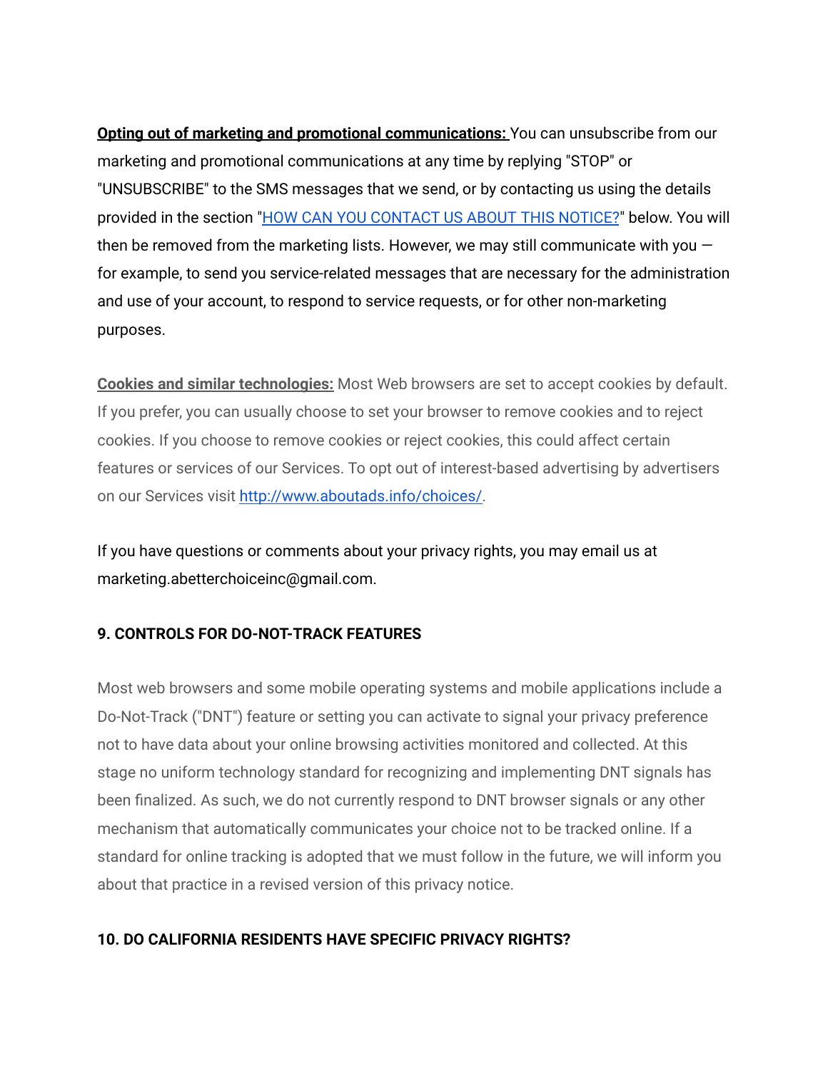**Opting out of marketing and promotional communications:** You can unsubscribe from our marketing and promotional communications at any time by replying "STOP" or "UNSUBSCRIBE" to the SMS messages that we send, or by contacting us using the details provided in the section "[HOW CAN YOU CONTACT US ABOUT THIS NOTICE?](#)" below. You will then be removed from the marketing lists. However, we may still communicate with you — for example, to send you service-related messages that are necessary for the administration and use of your account, to respond to service requests, or for other non-marketing purposes.

**Cookies and similar technologies:** Most Web browsers are set to accept cookies by default. If you prefer, you can usually choose to set your browser to remove cookies and to reject cookies. If you choose to remove cookies or reject cookies, this could affect certain features or services of our Services. To opt out of interest-based advertising by advertisers on our Services visit [http://www.aboutads.info/choices/](http://www.aboutads.info/choices/).

If you have questions or comments about your privacy rights, you may email us at marketing.abetterchoiceinc@gmail.com.

## 9. CONTROLS FOR DO-NOT-TRACK FEATURES

Most web browsers and some mobile operating systems and mobile applications include a Do-Not-Track ("DNT") feature or setting you can activate to signal your privacy preference not to have data about your online browsing activities monitored and collected. At this stage no uniform technology standard for recognizing and implementing DNT signals has been finalized. As such, we do not currently respond to DNT browser signals or any other mechanism that automatically communicates your choice not to be tracked online. If a standard for online tracking is adopted that we must follow in the future, we will inform you about that practice in a revised version of this privacy notice.

## 10. DO CALIFORNIA RESIDENTS HAVE SPECIFIC PRIVACY RIGHTS?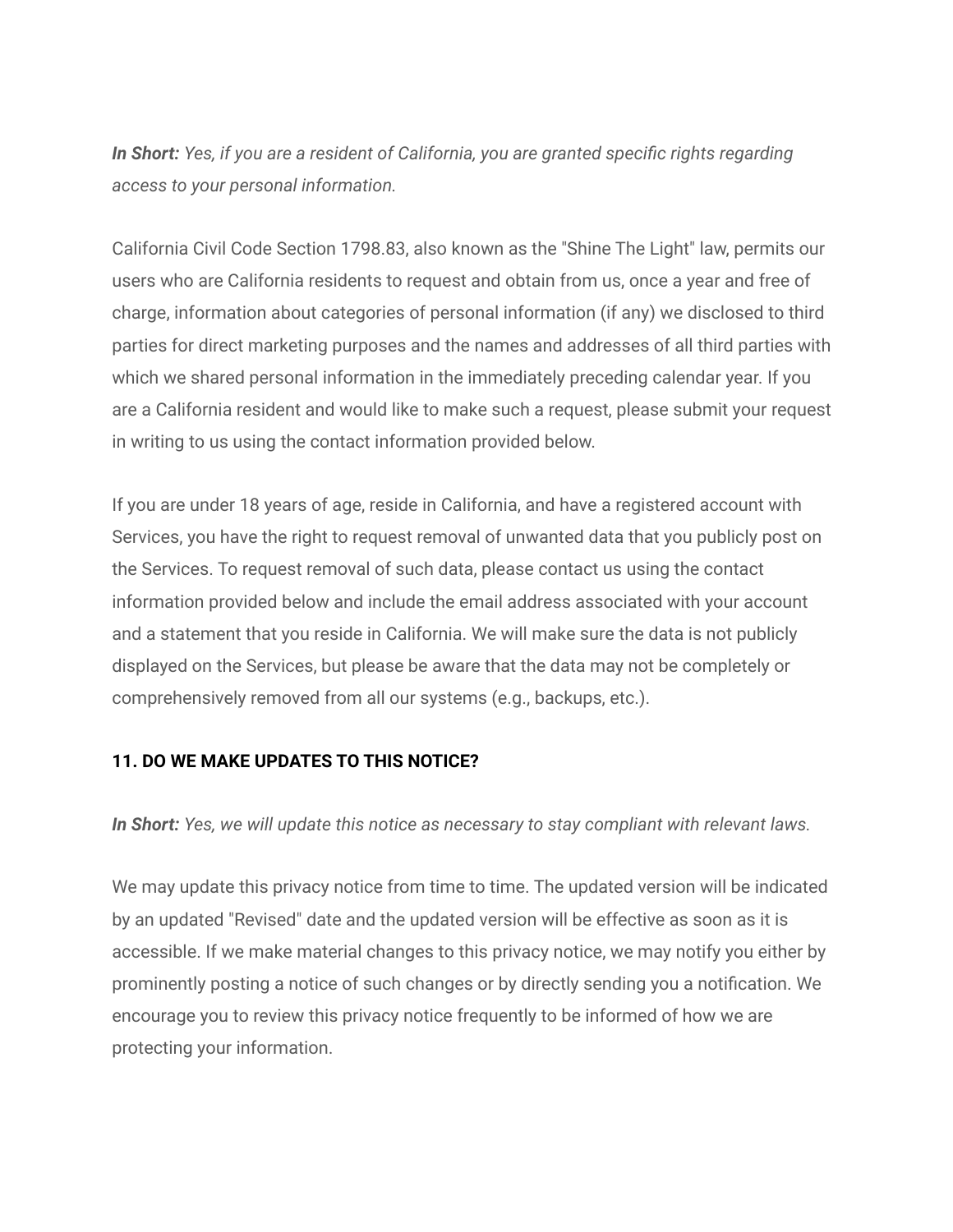***In Short:*** *Yes, if you are a resident of California, you are granted specific rights regarding access to your personal information.*

California Civil Code Section 1798.83, also known as the "Shine The Light" law, permits our users who are California residents to request and obtain from us, once a year and free of charge, information about categories of personal information (if any) we disclosed to third parties for direct marketing purposes and the names and addresses of all third parties with which we shared personal information in the immediately preceding calendar year. If you are a California resident and would like to make such a request, please submit your request in writing to us using the contact information provided below.

If you are under 18 years of age, reside in California, and have a registered account with Services, you have the right to request removal of unwanted data that you publicly post on the Services. To request removal of such data, please contact us using the contact information provided below and include the email address associated with your account and a statement that you reside in California. We will make sure the data is not publicly displayed on the Services, but please be aware that the data may not be completely or comprehensively removed from all our systems (e.g., backups, etc.).

## 11. DO WE MAKE UPDATES TO THIS NOTICE?

***In Short:*** *Yes, we will update this notice as necessary to stay compliant with relevant laws.*

We may update this privacy notice from time to time. The updated version will be indicated by an updated "Revised" date and the updated version will be effective as soon as it is accessible. If we make material changes to this privacy notice, we may notify you either by prominently posting a notice of such changes or by directly sending you a notification. We encourage you to review this privacy notice frequently to be informed of how we are protecting your information.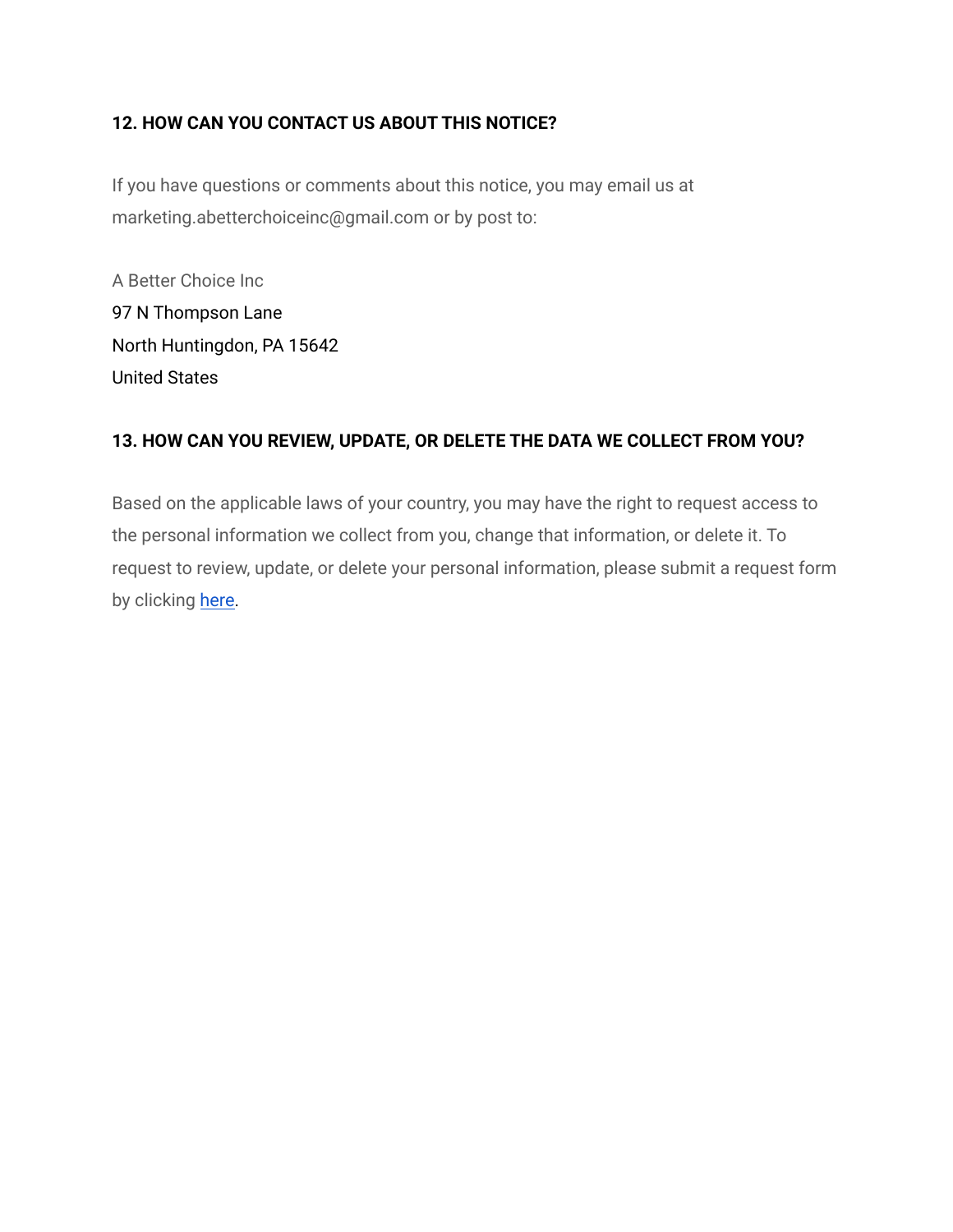**12. HOW CAN YOU CONTACT US ABOUT THIS NOTICE?**

If you have questions or comments about this notice, you may email us at marketing.abetterchoiceinc@gmail.com or by post to:

A Better Choice Inc
97 N Thompson Lane
North Huntingdon, PA 15642
United States

**13. HOW CAN YOU REVIEW, UPDATE, OR DELETE THE DATA WE COLLECT FROM YOU?**

Based on the applicable laws of your country, you may have the right to request access to the personal information we collect from you, change that information, or delete it. To request to review, update, or delete your personal information, please submit a request form by clicking here.